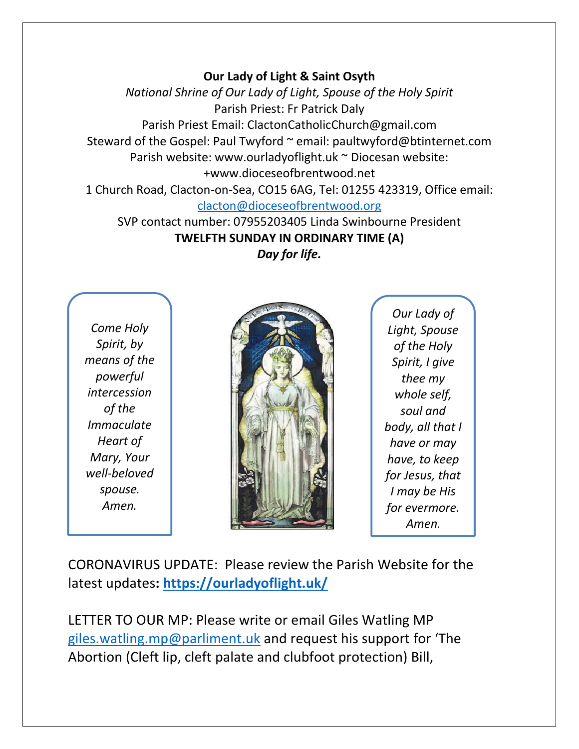**Our Lady of Light & Saint Osyth**

*National Shrine of Our Lady of Light, Spouse of the Holy Spirit*

Parish Priest: Fr Patrick Daly

Parish Priest Email: ClactonCatholicChurch@gmail.com

Steward of the Gospel: Paul Twyford ~ email: paultwyford@btinternet.com

Parish website: www.ourladyoflight.uk ~ Diocesan website: +www.dioceseofbrentwood.net

1 Church Road, Clacton-on-Sea, CO15 6AG, Tel: 01255 423319, Office email: [clacton@dioceseofbrentwood.org](mailto:clacton@dioceseofbrentwood.org)

SVP contact number: 07955203405 Linda Swinbourne President

**TWELFTH SUNDAY IN ORDINARY TIME (A)**

***Day for life.***

*Come Holy Spirit, by means of the powerful intercession of the Immaculate Heart of Mary, Your well-beloved spouse. Amen.*

*Our Lady of Light, Spouse of the Holy Spirit, I give thee my whole self, soul and body, all that I have or may have, to keep for Jesus, that I may be His for evermore. Amen.*

CORONAVIRUS UPDATE: Please review the Parish Website for the latest updates**: [https://ourladyoflight.uk/](https://ourladyoflight.uk/)**

LETTER TO OUR MP: Please write or email Giles Watling MP [giles.watling.mp@parliment.uk](mailto:giles.watling.mp@parliment.uk) and request his support for 'The Abortion (Cleft lip, cleft palate and clubfoot protection) Bill,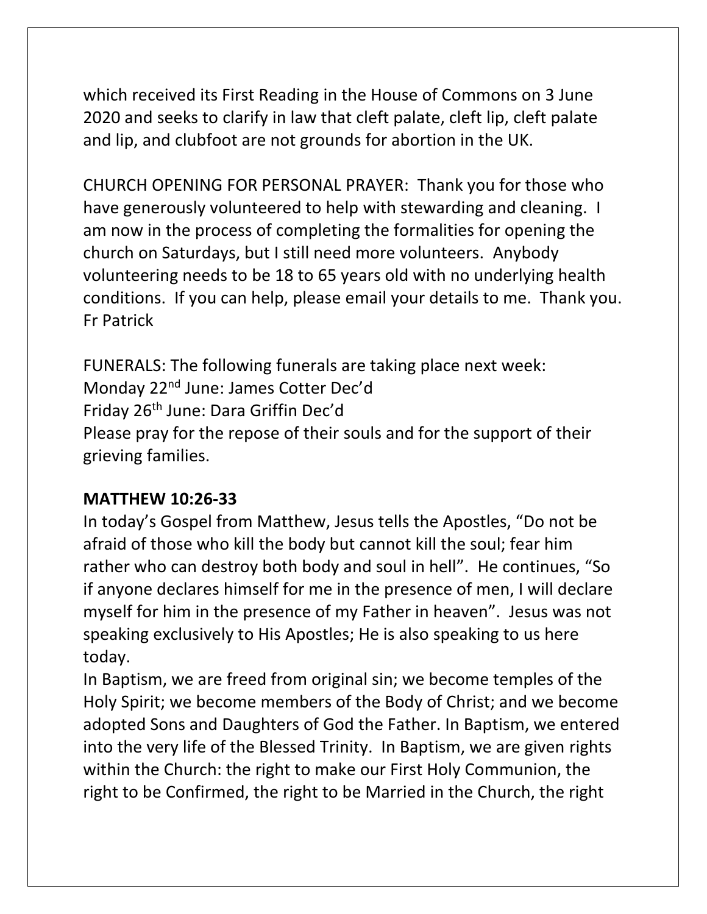which received its First Reading in the House of Commons on 3 June 2020 and seeks to clarify in law that cleft palate, cleft lip, cleft palate and lip, and clubfoot are not grounds for abortion in the UK.

CHURCH OPENING FOR PERSONAL PRAYER: Thank you for those who have generously volunteered to help with stewarding and cleaning. I am now in the process of completing the formalities for opening the church on Saturdays, but I still need more volunteers. Anybody volunteering needs to be 18 to 65 years old with no underlying health conditions. If you can help, please email your details to me. Thank you. Fr Patrick

FUNERALS: The following funerals are taking place next week:
Monday 22nd June: James Cotter Dec'd
Friday 26th June: Dara Griffin Dec'd
Please pray for the repose of their souls and for the support of their grieving families.

**MATTHEW 10:26-33**

In today's Gospel from Matthew, Jesus tells the Apostles, "Do not be afraid of those who kill the body but cannot kill the soul; fear him rather who can destroy both body and soul in hell". He continues, "So if anyone declares himself for me in the presence of men, I will declare myself for him in the presence of my Father in heaven". Jesus was not speaking exclusively to His Apostles; He is also speaking to us here today.

In Baptism, we are freed from original sin; we become temples of the Holy Spirit; we become members of the Body of Christ; and we become adopted Sons and Daughters of God the Father. In Baptism, we entered into the very life of the Blessed Trinity. In Baptism, we are given rights within the Church: the right to make our First Holy Communion, the right to be Confirmed, the right to be Married in the Church, the right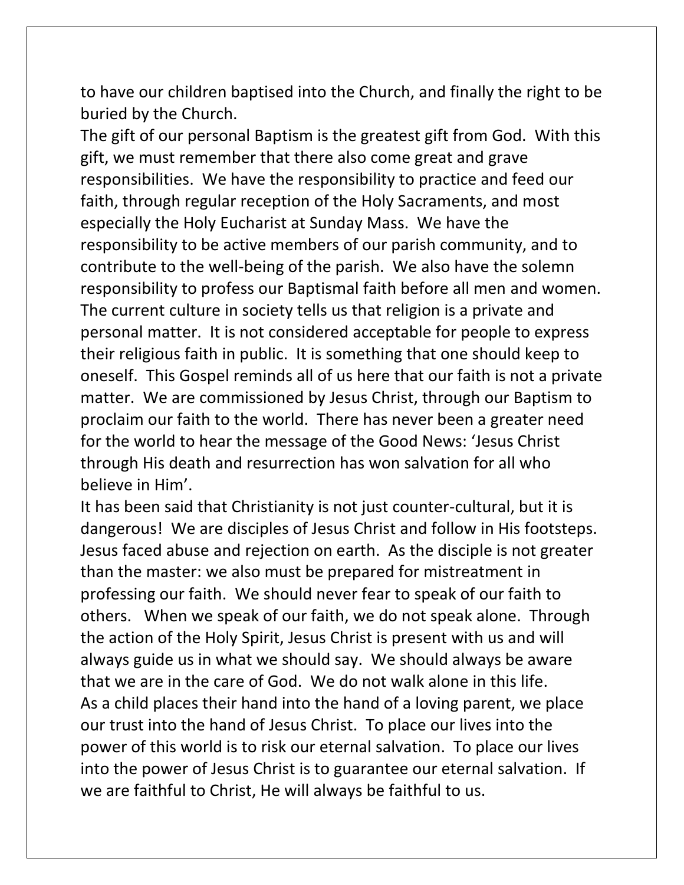to have our children baptised into the Church, and finally the right to be buried by the Church.

The gift of our personal Baptism is the greatest gift from God. With this gift, we must remember that there also come great and grave responsibilities. We have the responsibility to practice and feed our faith, through regular reception of the Holy Sacraments, and most especially the Holy Eucharist at Sunday Mass. We have the responsibility to be active members of our parish community, and to contribute to the well-being of the parish. We also have the solemn responsibility to profess our Baptismal faith before all men and women. The current culture in society tells us that religion is a private and personal matter. It is not considered acceptable for people to express their religious faith in public. It is something that one should keep to oneself. This Gospel reminds all of us here that our faith is not a private matter. We are commissioned by Jesus Christ, through our Baptism to proclaim our faith to the world. There has never been a greater need for the world to hear the message of the Good News: 'Jesus Christ through His death and resurrection has won salvation for all who believe in Him'.

It has been said that Christianity is not just counter-cultural, but it is dangerous! We are disciples of Jesus Christ and follow in His footsteps. Jesus faced abuse and rejection on earth. As the disciple is not greater than the master: we also must be prepared for mistreatment in professing our faith. We should never fear to speak of our faith to others. When we speak of our faith, we do not speak alone. Through the action of the Holy Spirit, Jesus Christ is present with us and will always guide us in what we should say. We should always be aware that we are in the care of God. We do not walk alone in this life.

As a child places their hand into the hand of a loving parent, we place our trust into the hand of Jesus Christ. To place our lives into the power of this world is to risk our eternal salvation. To place our lives into the power of Jesus Christ is to guarantee our eternal salvation. If we are faithful to Christ, He will always be faithful to us.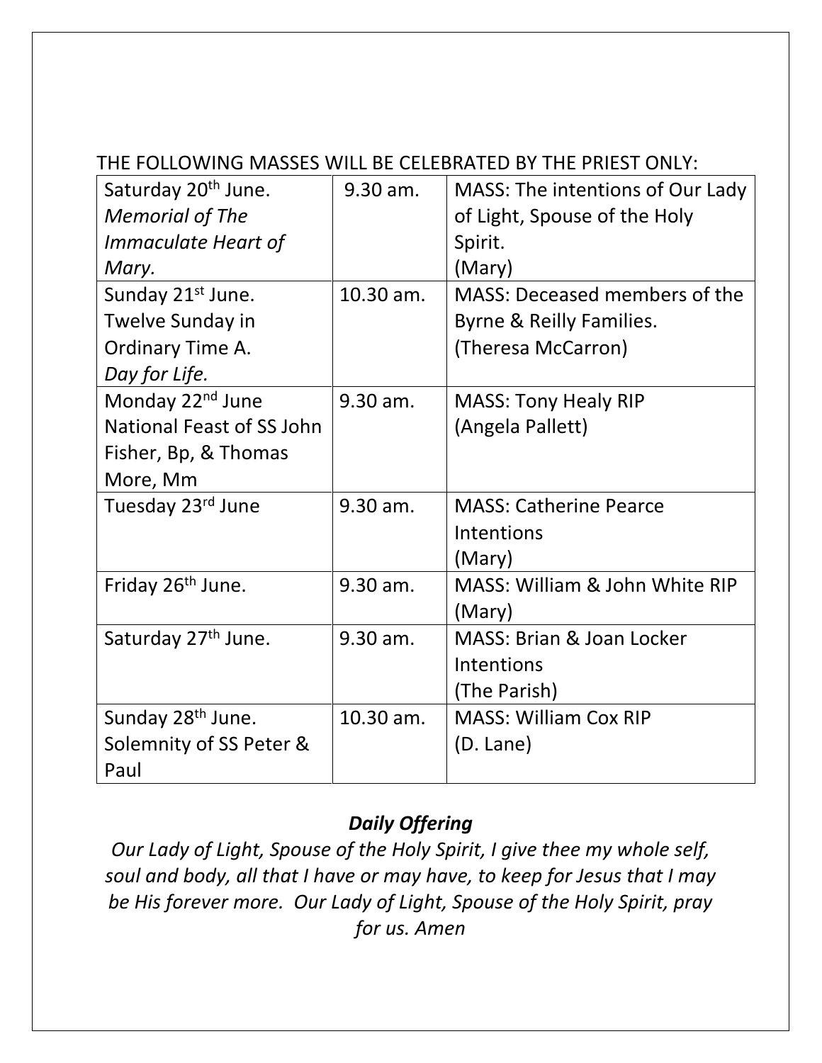THE FOLLOWING MASSES WILL BE CELEBRATED BY THE PRIEST ONLY:

| | | |
|---|---|---|
| Saturday 20th June. *Memorial of The Immaculate Heart of Mary.* | 9.30 am. | MASS: The intentions of Our Lady of Light, Spouse of the Holy Spirit. (Mary) |
| Sunday 21st June. Twelve Sunday in Ordinary Time A. *Day for Life.* | 10.30 am. | MASS: Deceased members of the Byrne & Reilly Families. (Theresa McCarron) |
| Monday 22nd June National Feast of SS John Fisher, Bp, & Thomas More, Mm | 9.30 am. | MASS: Tony Healy RIP (Angela Pallett) |
| Tuesday 23rd June | 9.30 am. | MASS: Catherine Pearce Intentions (Mary) |
| Friday 26th June. | 9.30 am. | MASS: William & John White RIP (Mary) |
| Saturday 27th June. | 9.30 am. | MASS: Brian & Joan Locker Intentions (The Parish) |
| Sunday 28th June. Solemnity of SS Peter & Paul | 10.30 am. | MASS: William Cox RIP (D. Lane) |

***Daily Offering***

*Our Lady of Light, Spouse of the Holy Spirit, I give thee my whole self, soul and body, all that I have or may have, to keep for Jesus that I may be His forever more. Our Lady of Light, Spouse of the Holy Spirit, pray for us. Amen*